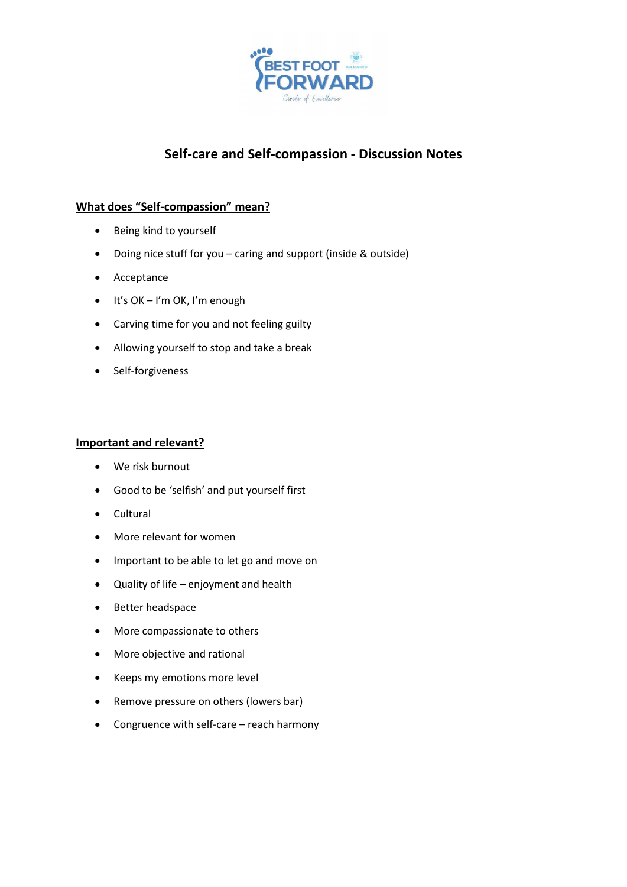# Self-care and Self-compassion - Discussion Notes

## What does "Self-compassion" mean?

- Being kind to yourself
- Doing nice stuff for you – caring and support (inside & outside)
- Acceptance
- It's OK – I'm OK, I'm enough
- Carving time for you and not feeling guilty
- Allowing yourself to stop and take a break
- Self-forgiveness

## Important and relevant?

- We risk burnout
- Good to be 'selfish' and put yourself first
- Cultural
- More relevant for women
- Important to be able to let go and move on
- Quality of life – enjoyment and health
- Better headspace
- More compassionate to others
- More objective and rational
- Keeps my emotions more level
- Remove pressure on others (lowers bar)
- Congruence with self-care – reach harmony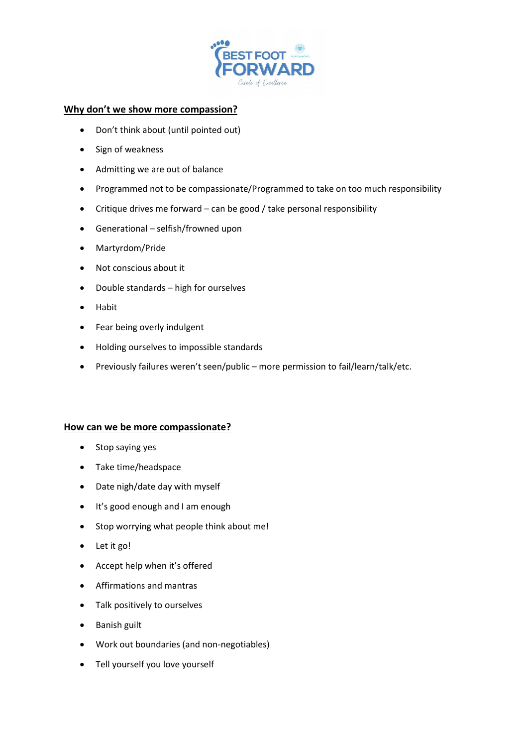## Why don't we show more compassion?

- Don't think about (until pointed out)
- Sign of weakness
- Admitting we are out of balance
- Programmed not to be compassionate/Programmed to take on too much responsibility
- Critique drives me forward – can be good / take personal responsibility
- Generational – selfish/frowned upon
- Martyrdom/Pride
- Not conscious about it
- Double standards – high for ourselves
- Habit
- Fear being overly indulgent
- Holding ourselves to impossible standards
- Previously failures weren't seen/public – more permission to fail/learn/talk/etc.

## How can we be more compassionate?

- Stop saying yes
- Take time/headspace
- Date nigh/date day with myself
- It's good enough and I am enough
- Stop worrying what people think about me!
- Let it go!
- Accept help when it's offered
- Affirmations and mantras
- Talk positively to ourselves
- Banish guilt
- Work out boundaries (and non-negotiables)
- Tell yourself you love yourself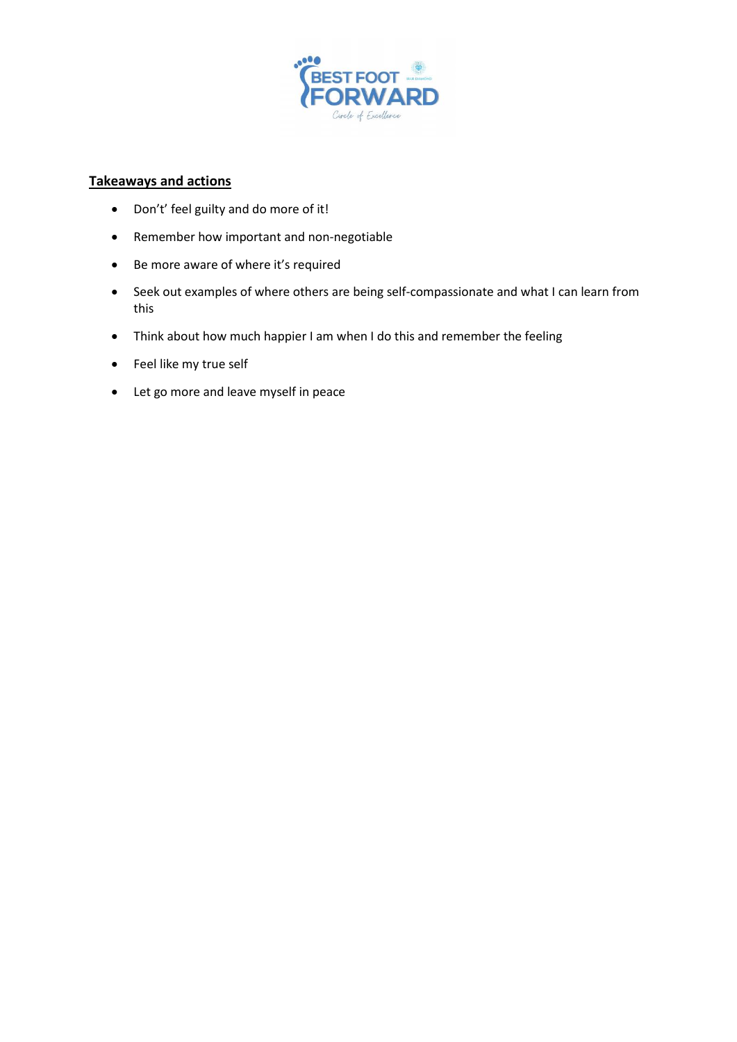**Takeaways and actions**

- Don't' feel guilty and do more of it!
- Remember how important and non-negotiable
- Be more aware of where it's required
- Seek out examples of where others are being self-compassionate and what I can learn from this
- Think about how much happier I am when I do this and remember the feeling
- Feel like my true self
- Let go more and leave myself in peace